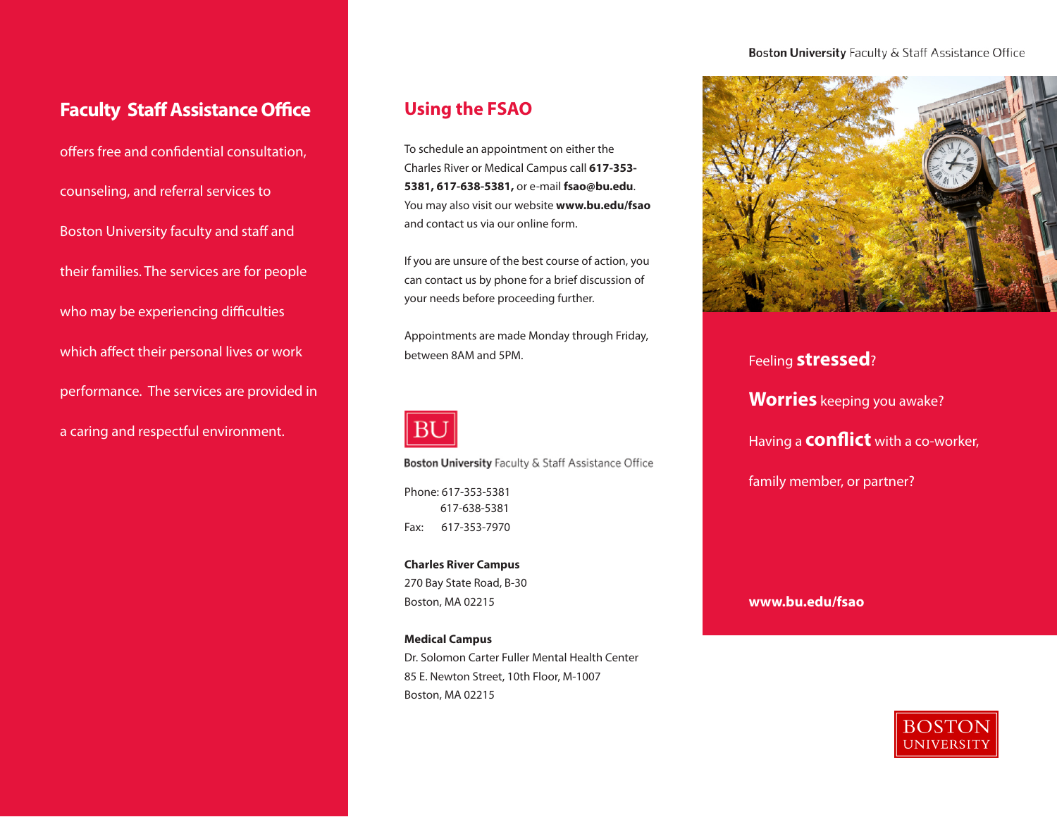# Faculty Staff Assistance Office

offers free and confidential consultation, counseling, and referral services to Boston University faculty and staff and their families. The services are for people who may be experiencing difficulties which affect their personal lives or work performance. The services are provided in a caring and respectful environment.

## Using the FSAO

To schedule an appointment on either the Charles River or Medical Campus call **617-353-5381, 617-638-5381,** or e-mail **fsao@bu.edu**. You may also visit our website **www.bu.edu/fsao** and contact us via our online form.

If you are unsure of the best course of action, you can contact us by phone for a brief discussion of your needs before proceeding further.

Appointments are made Monday through Friday, between 8AM and 5PM.

BU

**Boston University** Faculty & Staff Assistance Office

Phone: 617-353-5381
617-638-5381
Fax: 617-353-7970

**Charles River Campus**
270 Bay State Road, B-30
Boston, MA 02215

**Medical Campus**
Dr. Solomon Carter Fuller Mental Health Center
85 E. Newton Street, 10th Floor, M-1007
Boston, MA 02215

**Boston University** Faculty & Staff Assistance Office

Feeling **stressed**?

**Worries** keeping you awake?

Having a **conflict** with a co-worker, family member, or partner?

**www.bu.edu/fsao**

BOSTON UNIVERSITY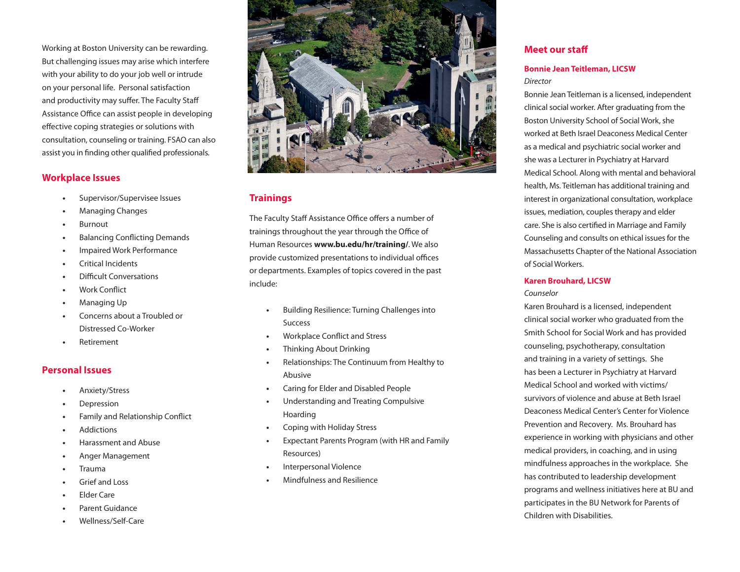Working at Boston University can be rewarding. But challenging issues may arise which interfere with your ability to do your job well or intrude on your personal life. Personal satisfaction and productivity may suffer. The Faculty Staff Assistance Office can assist people in developing effective coping strategies or solutions with consultation, counseling or training. FSAO can also assist you in finding other qualified professionals.

## Workplace Issues

- Supervisor/Supervisee Issues
- Managing Changes
- Burnout
- Balancing Conflicting Demands
- Impaired Work Performance
- Critical Incidents
- Difficult Conversations
- Work Conflict
- Managing Up
- Concerns about a Troubled or Distressed Co-Worker
- Retirement

## Personal Issues

- Anxiety/Stress
- Depression
- Family and Relationship Conflict
- Addictions
- Harassment and Abuse
- Anger Management
- Trauma
- Grief and Loss
- Elder Care
- Parent Guidance
- Wellness/Self-Care

## Trainings

The Faculty Staff Assistance Office offers a number of trainings throughout the year through the Office of Human Resources **www.bu.edu/hr/training/**. We also provide customized presentations to individual offices or departments. Examples of topics covered in the past include:

- Building Resilience: Turning Challenges into Success
- Workplace Conflict and Stress
- Thinking About Drinking
- Relationships: The Continuum from Healthy to Abusive
- Caring for Elder and Disabled People
- Understanding and Treating Compulsive Hoarding
- Coping with Holiday Stress
- Expectant Parents Program (with HR and Family Resources)
- Interpersonal Violence
- Mindfulness and Resilience

## Meet our staff

### Bonnie Jean Teitleman, LICSW

*Director*

Bonnie Jean Teitleman is a licensed, independent clinical social worker. After graduating from the Boston University School of Social Work, she worked at Beth Israel Deaconess Medical Center as a medical and psychiatric social worker and she was a Lecturer in Psychiatry at Harvard Medical School. Along with mental and behavioral health, Ms. Teitleman has additional training and interest in organizational consultation, workplace issues, mediation, couples therapy and elder care. She is also certified in Marriage and Family Counseling and consults on ethical issues for the Massachusetts Chapter of the National Association of Social Workers.

### Karen Brouhard, LICSW

*Counselor*

Karen Brouhard is a licensed, independent clinical social worker who graduated from the Smith School for Social Work and has provided counseling, psychotherapy, consultation and training in a variety of settings. She has been a Lecturer in Psychiatry at Harvard Medical School and worked with victims/survivors of violence and abuse at Beth Israel Deaconess Medical Center's Center for Violence Prevention and Recovery. Ms. Brouhard has experience in working with physicians and other medical providers, in coaching, and in using mindfulness approaches in the workplace. She has contributed to leadership development programs and wellness initiatives here at BU and participates in the BU Network for Parents of Children with Disabilities.